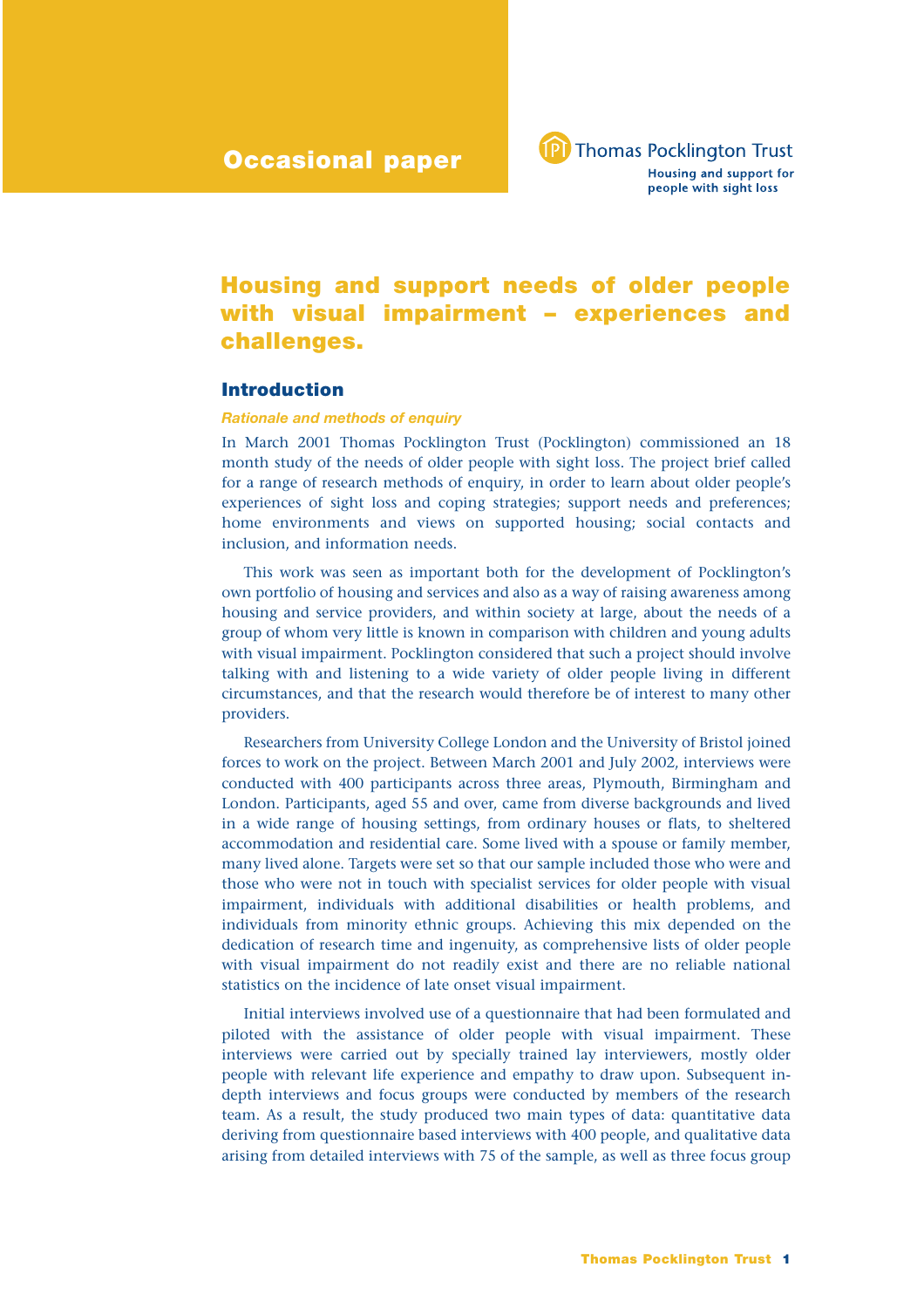Occasional paper

Thomas Pocklington Trust

Housing and support for people with sight loss

# Housing and support needs of older people with visual impairment – experiences and challenges.

## Introduction

### *Rationale and methods of enquiry*

In March 2001 Thomas Pocklington Trust (Pocklington) commissioned an 18 month study of the needs of older people with sight loss. The project brief called for a range of research methods of enquiry, in order to learn about older people's experiences of sight loss and coping strategies; support needs and preferences; home environments and views on supported housing; social contacts and inclusion, and information needs.

This work was seen as important both for the development of Pocklington's own portfolio of housing and services and also as a way of raising awareness among housing and service providers, and within society at large, about the needs of a group of whom very little is known in comparison with children and young adults with visual impairment. Pocklington considered that such a project should involve talking with and listening to a wide variety of older people living in different circumstances, and that the research would therefore be of interest to many other providers.

Researchers from University College London and the University of Bristol joined forces to work on the project. Between March 2001 and July 2002, interviews were conducted with 400 participants across three areas, Plymouth, Birmingham and London. Participants, aged 55 and over, came from diverse backgrounds and lived in a wide range of housing settings, from ordinary houses or flats, to sheltered accommodation and residential care. Some lived with a spouse or family member, many lived alone. Targets were set so that our sample included those who were and those who were not in touch with specialist services for older people with visual impairment, individuals with additional disabilities or health problems, and individuals from minority ethnic groups. Achieving this mix depended on the dedication of research time and ingenuity, as comprehensive lists of older people with visual impairment do not readily exist and there are no reliable national statistics on the incidence of late onset visual impairment.

Initial interviews involved use of a questionnaire that had been formulated and piloted with the assistance of older people with visual impairment. These interviews were carried out by specially trained lay interviewers, mostly older people with relevant life experience and empathy to draw upon. Subsequent in-depth interviews and focus groups were conducted by members of the research team. As a result, the study produced two main types of data: quantitative data deriving from questionnaire based interviews with 400 people, and qualitative data arising from detailed interviews with 75 of the sample, as well as three focus group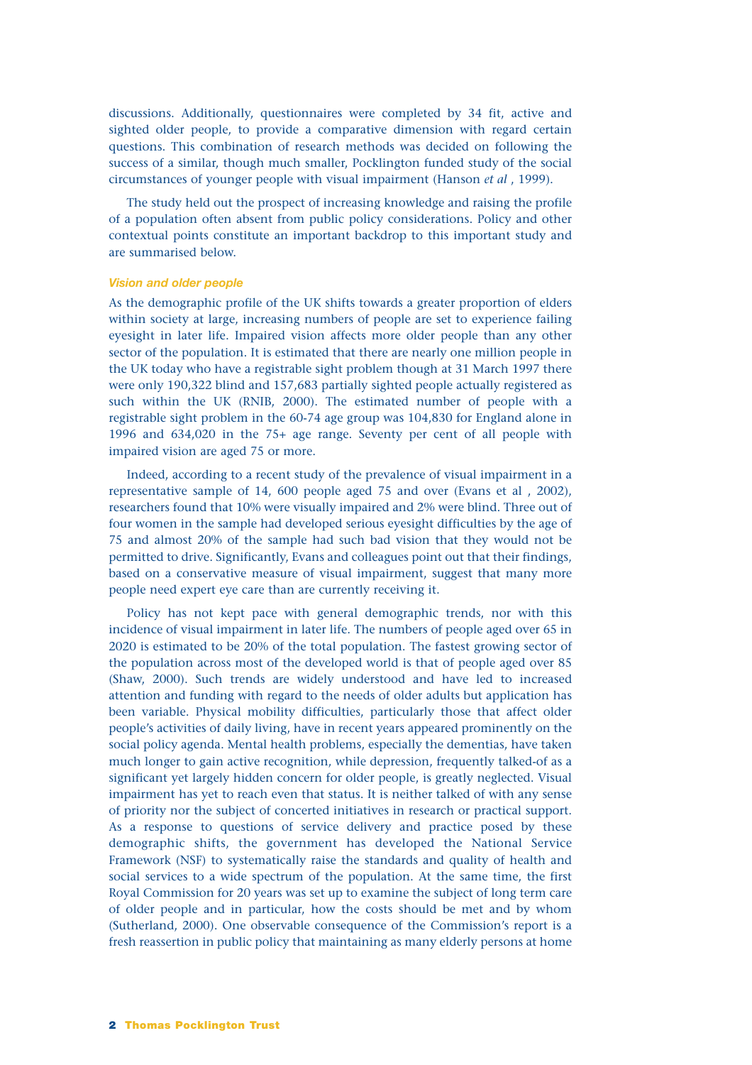discussions. Additionally, questionnaires were completed by 34 fit, active and sighted older people, to provide a comparative dimension with regard certain questions. This combination of research methods was decided on following the success of a similar, though much smaller, Pocklington funded study of the social circumstances of younger people with visual impairment (Hanson *et al* , 1999).

The study held out the prospect of increasing knowledge and raising the profile of a population often absent from public policy considerations. Policy and other contextual points constitute an important backdrop to this important study and are summarised below.

### *Vision and older people*

As the demographic profile of the UK shifts towards a greater proportion of elders within society at large, increasing numbers of people are set to experience failing eyesight in later life. Impaired vision affects more older people than any other sector of the population. It is estimated that there are nearly one million people in the UK today who have a registrable sight problem though at 31 March 1997 there were only 190,322 blind and 157,683 partially sighted people actually registered as such within the UK (RNIB, 2000). The estimated number of people with a registrable sight problem in the 60-74 age group was 104,830 for England alone in 1996 and 634,020 in the 75+ age range. Seventy per cent of all people with impaired vision are aged 75 or more.

Indeed, according to a recent study of the prevalence of visual impairment in a representative sample of 14, 600 people aged 75 and over (Evans et al , 2002), researchers found that 10% were visually impaired and 2% were blind. Three out of four women in the sample had developed serious eyesight difficulties by the age of 75 and almost 20% of the sample had such bad vision that they would not be permitted to drive. Significantly, Evans and colleagues point out that their findings, based on a conservative measure of visual impairment, suggest that many more people need expert eye care than are currently receiving it.

Policy has not kept pace with general demographic trends, nor with this incidence of visual impairment in later life. The numbers of people aged over 65 in 2020 is estimated to be 20% of the total population. The fastest growing sector of the population across most of the developed world is that of people aged over 85 (Shaw, 2000). Such trends are widely understood and have led to increased attention and funding with regard to the needs of older adults but application has been variable. Physical mobility difficulties, particularly those that affect older people's activities of daily living, have in recent years appeared prominently on the social policy agenda. Mental health problems, especially the dementias, have taken much longer to gain active recognition, while depression, frequently talked-of as a significant yet largely hidden concern for older people, is greatly neglected. Visual impairment has yet to reach even that status. It is neither talked of with any sense of priority nor the subject of concerted initiatives in research or practical support. As a response to questions of service delivery and practice posed by these demographic shifts, the government has developed the National Service Framework (NSF) to systematically raise the standards and quality of health and social services to a wide spectrum of the population. At the same time, the first Royal Commission for 20 years was set up to examine the subject of long term care of older people and in particular, how the costs should be met and by whom (Sutherland, 2000). One observable consequence of the Commission's report is a fresh reassertion in public policy that maintaining as many elderly persons at home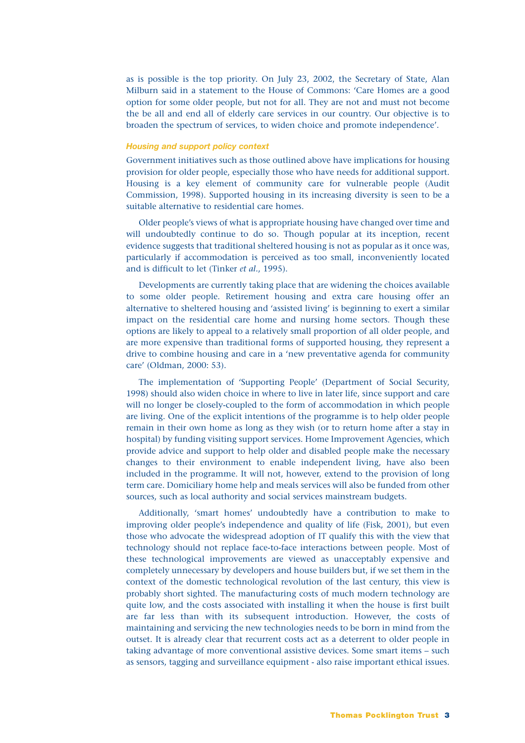as is possible is the top priority. On July 23, 2002, the Secretary of State, Alan Milburn said in a statement to the House of Commons: 'Care Homes are a good option for some older people, but not for all. They are not and must not become the be all and end all of elderly care services in our country. Our objective is to broaden the spectrum of services, to widen choice and promote independence'.

### *Housing and support policy context*

Government initiatives such as those outlined above have implications for housing provision for older people, especially those who have needs for additional support. Housing is a key element of community care for vulnerable people (Audit Commission, 1998). Supported housing in its increasing diversity is seen to be a suitable alternative to residential care homes.

Older people's views of what is appropriate housing have changed over time and will undoubtedly continue to do so. Though popular at its inception, recent evidence suggests that traditional sheltered housing is not as popular as it once was, particularly if accommodation is perceived as too small, inconveniently located and is difficult to let (Tinker *et al*., 1995).

Developments are currently taking place that are widening the choices available to some older people. Retirement housing and extra care housing offer an alternative to sheltered housing and 'assisted living' is beginning to exert a similar impact on the residential care home and nursing home sectors. Though these options are likely to appeal to a relatively small proportion of all older people, and are more expensive than traditional forms of supported housing, they represent a drive to combine housing and care in a 'new preventative agenda for community care' (Oldman, 2000: 53).

The implementation of 'Supporting People' (Department of Social Security, 1998) should also widen choice in where to live in later life, since support and care will no longer be closely-coupled to the form of accommodation in which people are living. One of the explicit intentions of the programme is to help older people remain in their own home as long as they wish (or to return home after a stay in hospital) by funding visiting support services. Home Improvement Agencies, which provide advice and support to help older and disabled people make the necessary changes to their environment to enable independent living, have also been included in the programme. It will not, however, extend to the provision of long term care. Domiciliary home help and meals services will also be funded from other sources, such as local authority and social services mainstream budgets.

Additionally, 'smart homes' undoubtedly have a contribution to make to improving older people's independence and quality of life (Fisk, 2001), but even those who advocate the widespread adoption of IT qualify this with the view that technology should not replace face-to-face interactions between people. Most of these technological improvements are viewed as unacceptably expensive and completely unnecessary by developers and house builders but, if we set them in the context of the domestic technological revolution of the last century, this view is probably short sighted. The manufacturing costs of much modern technology are quite low, and the costs associated with installing it when the house is first built are far less than with its subsequent introduction. However, the costs of maintaining and servicing the new technologies needs to be born in mind from the outset. It is already clear that recurrent costs act as a deterrent to older people in taking advantage of more conventional assistive devices. Some smart items – such as sensors, tagging and surveillance equipment - also raise important ethical issues.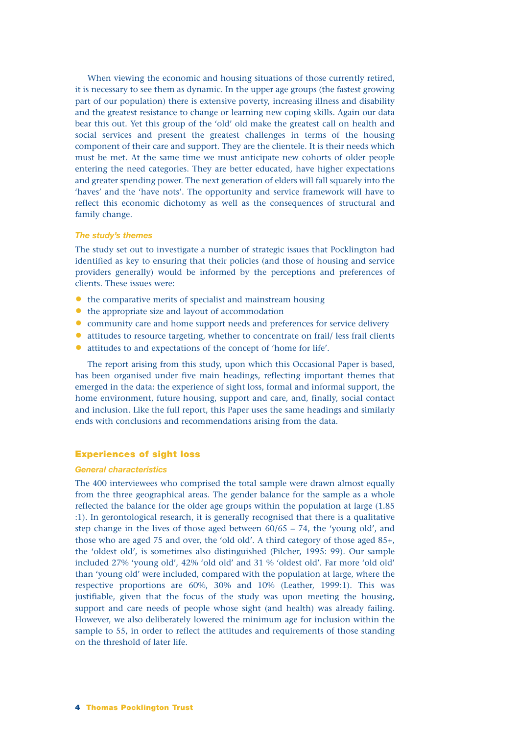When viewing the economic and housing situations of those currently retired, it is necessary to see them as dynamic. In the upper age groups (the fastest growing part of our population) there is extensive poverty, increasing illness and disability and the greatest resistance to change or learning new coping skills. Again our data bear this out. Yet this group of the 'old' old make the greatest call on health and social services and present the greatest challenges in terms of the housing component of their care and support. They are the clientele. It is their needs which must be met. At the same time we must anticipate new cohorts of older people entering the need categories. They are better educated, have higher expectations and greater spending power. The next generation of elders will fall squarely into the 'haves' and the 'have nots'. The opportunity and service framework will have to reflect this economic dichotomy as well as the consequences of structural and family change.

### *The study's themes*

The study set out to investigate a number of strategic issues that Pocklington had identified as key to ensuring that their policies (and those of housing and service providers generally) would be informed by the perceptions and preferences of clients. These issues were:

- the comparative merits of specialist and mainstream housing
- the appropriate size and layout of accommodation
- community care and home support needs and preferences for service delivery
- attitudes to resource targeting, whether to concentrate on frail/ less frail clients
- attitudes to and expectations of the concept of 'home for life'.

The report arising from this study, upon which this Occasional Paper is based, has been organised under five main headings, reflecting important themes that emerged in the data: the experience of sight loss, formal and informal support, the home environment, future housing, support and care, and, finally, social contact and inclusion. Like the full report, this Paper uses the same headings and similarly ends with conclusions and recommendations arising from the data.

## Experiences of sight loss

### *General characteristics*

The 400 interviewees who comprised the total sample were drawn almost equally from the three geographical areas. The gender balance for the sample as a whole reflected the balance for the older age groups within the population at large (1.85 :1). In gerontological research, it is generally recognised that there is a qualitative step change in the lives of those aged between 60/65 – 74, the 'young old', and those who are aged 75 and over, the 'old old'. A third category of those aged 85+, the 'oldest old', is sometimes also distinguished (Pilcher, 1995: 99). Our sample included 27% 'young old', 42% 'old old' and 31 % 'oldest old'. Far more 'old old' than 'young old' were included, compared with the population at large, where the respective proportions are 60%, 30% and 10% (Leather, 1999:1). This was justifiable, given that the focus of the study was upon meeting the housing, support and care needs of people whose sight (and health) was already failing. However, we also deliberately lowered the minimum age for inclusion within the sample to 55, in order to reflect the attitudes and requirements of those standing on the threshold of later life.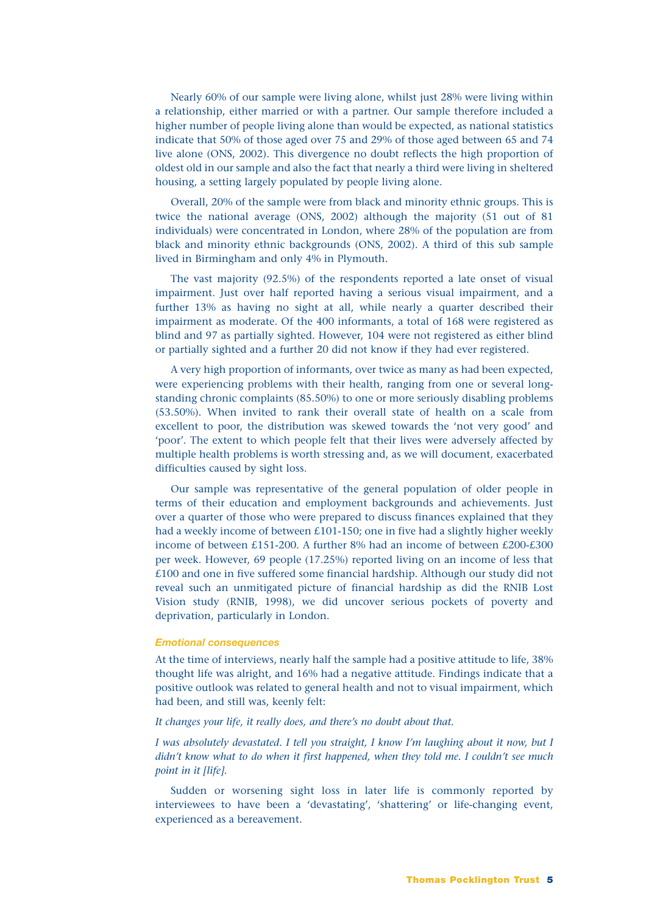Nearly 60% of our sample were living alone, whilst just 28% were living within a relationship, either married or with a partner. Our sample therefore included a higher number of people living alone than would be expected, as national statistics indicate that 50% of those aged over 75 and 29% of those aged between 65 and 74 live alone (ONS, 2002). This divergence no doubt reflects the high proportion of oldest old in our sample and also the fact that nearly a third were living in sheltered housing, a setting largely populated by people living alone.

Overall, 20% of the sample were from black and minority ethnic groups. This is twice the national average (ONS, 2002) although the majority (51 out of 81 individuals) were concentrated in London, where 28% of the population are from black and minority ethnic backgrounds (ONS, 2002). A third of this sub sample lived in Birmingham and only 4% in Plymouth.

The vast majority (92.5%) of the respondents reported a late onset of visual impairment. Just over half reported having a serious visual impairment, and a further 13% as having no sight at all, while nearly a quarter described their impairment as moderate. Of the 400 informants, a total of 168 were registered as blind and 97 as partially sighted. However, 104 were not registered as either blind or partially sighted and a further 20 did not know if they had ever registered.

A very high proportion of informants, over twice as many as had been expected, were experiencing problems with their health, ranging from one or several long-standing chronic complaints (85.50%) to one or more seriously disabling problems (53.50%). When invited to rank their overall state of health on a scale from excellent to poor, the distribution was skewed towards the 'not very good' and 'poor'. The extent to which people felt that their lives were adversely affected by multiple health problems is worth stressing and, as we will document, exacerbated difficulties caused by sight loss.

Our sample was representative of the general population of older people in terms of their education and employment backgrounds and achievements. Just over a quarter of those who were prepared to discuss finances explained that they had a weekly income of between £101-150; one in five had a slightly higher weekly income of between £151-200. A further 8% had an income of between £200-£300 per week. However, 69 people (17.25%) reported living on an income of less that £100 and one in five suffered some financial hardship. Although our study did not reveal such an unmitigated picture of financial hardship as did the RNIB Lost Vision study (RNIB, 1998), we did uncover serious pockets of poverty and deprivation, particularly in London.

### *Emotional consequences*

At the time of interviews, nearly half the sample had a positive attitude to life, 38% thought life was alright, and 16% had a negative attitude. Findings indicate that a positive outlook was related to general health and not to visual impairment, which had been, and still was, keenly felt:

*It changes your life, it really does, and there's no doubt about that.*

*I was absolutely devastated. I tell you straight, I know I'm laughing about it now, but I didn't know what to do when it first happened, when they told me. I couldn't see much point in it [life].*

Sudden or worsening sight loss in later life is commonly reported by interviewees to have been a 'devastating', 'shattering' or life-changing event, experienced as a bereavement.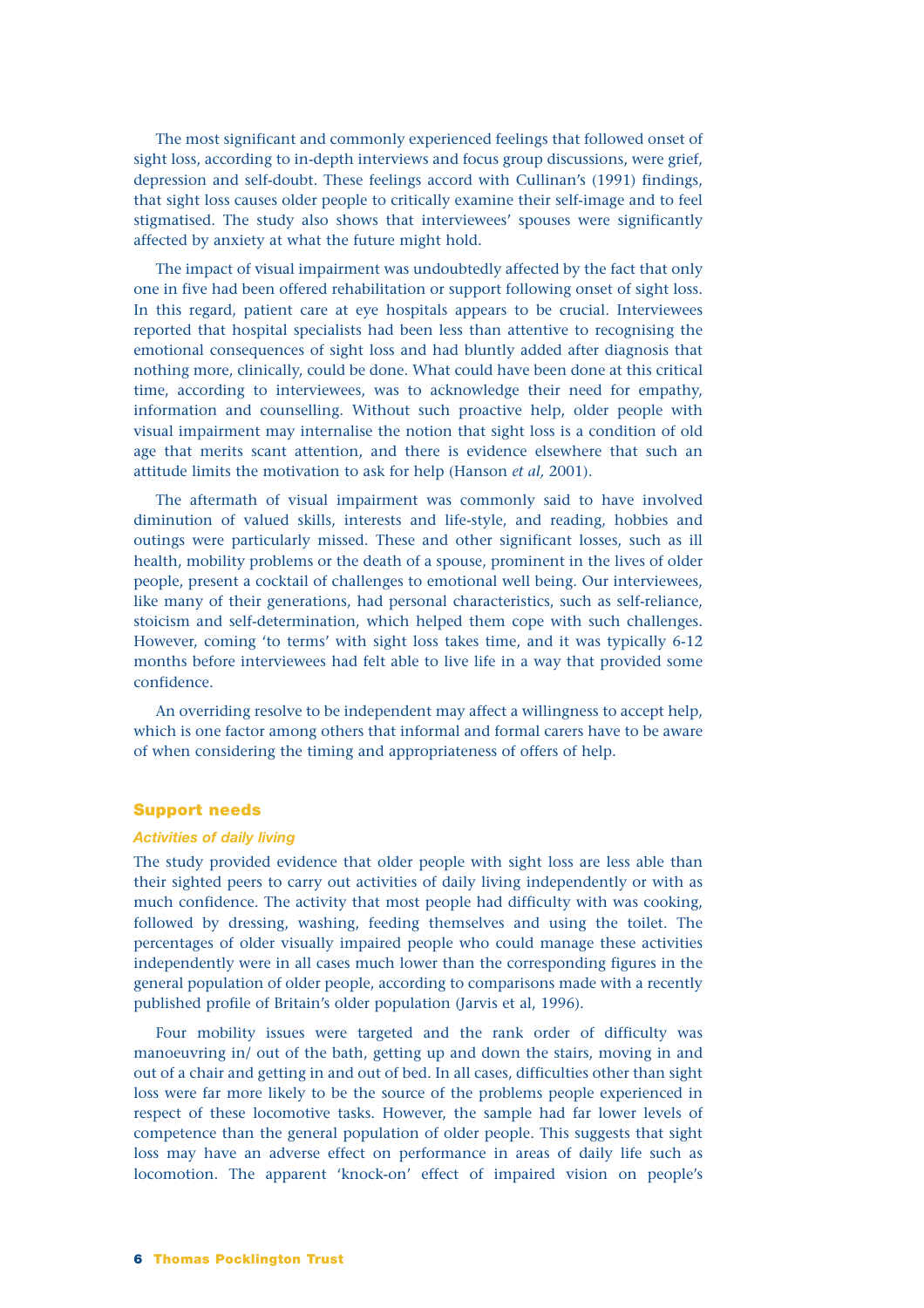The most significant and commonly experienced feelings that followed onset of sight loss, according to in-depth interviews and focus group discussions, were grief, depression and self-doubt. These feelings accord with Cullinan's (1991) findings, that sight loss causes older people to critically examine their self-image and to feel stigmatised. The study also shows that interviewees' spouses were significantly affected by anxiety at what the future might hold.

The impact of visual impairment was undoubtedly affected by the fact that only one in five had been offered rehabilitation or support following onset of sight loss. In this regard, patient care at eye hospitals appears to be crucial. Interviewees reported that hospital specialists had been less than attentive to recognising the emotional consequences of sight loss and had bluntly added after diagnosis that nothing more, clinically, could be done. What could have been done at this critical time, according to interviewees, was to acknowledge their need for empathy, information and counselling. Without such proactive help, older people with visual impairment may internalise the notion that sight loss is a condition of old age that merits scant attention, and there is evidence elsewhere that such an attitude limits the motivation to ask for help (Hanson *et al,* 2001).

The aftermath of visual impairment was commonly said to have involved diminution of valued skills, interests and life-style, and reading, hobbies and outings were particularly missed. These and other significant losses, such as ill health, mobility problems or the death of a spouse, prominent in the lives of older people, present a cocktail of challenges to emotional well being. Our interviewees, like many of their generations, had personal characteristics, such as self-reliance, stoicism and self-determination, which helped them cope with such challenges. However, coming 'to terms' with sight loss takes time, and it was typically 6-12 months before interviewees had felt able to live life in a way that provided some confidence.

An overriding resolve to be independent may affect a willingness to accept help, which is one factor among others that informal and formal carers have to be aware of when considering the timing and appropriateness of offers of help.

## Support needs

### *Activities of daily living*

The study provided evidence that older people with sight loss are less able than their sighted peers to carry out activities of daily living independently or with as much confidence. The activity that most people had difficulty with was cooking, followed by dressing, washing, feeding themselves and using the toilet. The percentages of older visually impaired people who could manage these activities independently were in all cases much lower than the corresponding figures in the general population of older people, according to comparisons made with a recently published profile of Britain's older population (Jarvis et al, 1996).

Four mobility issues were targeted and the rank order of difficulty was manoeuvring in/ out of the bath, getting up and down the stairs, moving in and out of a chair and getting in and out of bed. In all cases, difficulties other than sight loss were far more likely to be the source of the problems people experienced in respect of these locomotive tasks. However, the sample had far lower levels of competence than the general population of older people. This suggests that sight loss may have an adverse effect on performance in areas of daily life such as locomotion. The apparent 'knock-on' effect of impaired vision on people's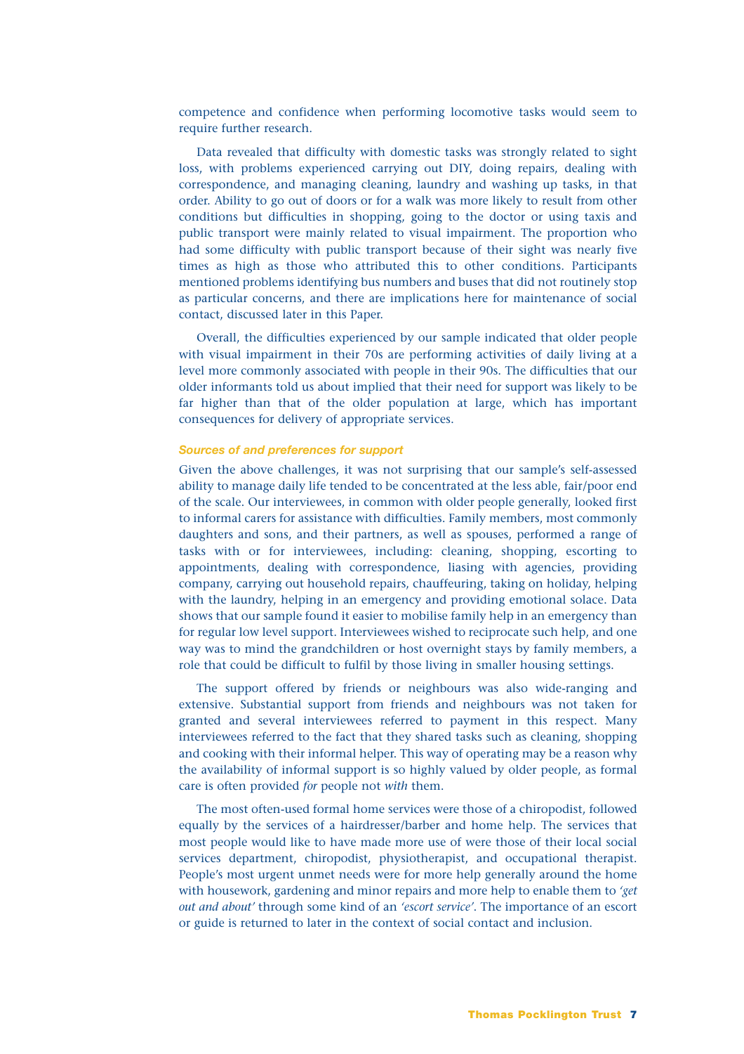competence and confidence when performing locomotive tasks would seem to require further research.

Data revealed that difficulty with domestic tasks was strongly related to sight loss, with problems experienced carrying out DIY, doing repairs, dealing with correspondence, and managing cleaning, laundry and washing up tasks, in that order. Ability to go out of doors or for a walk was more likely to result from other conditions but difficulties in shopping, going to the doctor or using taxis and public transport were mainly related to visual impairment. The proportion who had some difficulty with public transport because of their sight was nearly five times as high as those who attributed this to other conditions. Participants mentioned problems identifying bus numbers and buses that did not routinely stop as particular concerns, and there are implications here for maintenance of social contact, discussed later in this Paper.

Overall, the difficulties experienced by our sample indicated that older people with visual impairment in their 70s are performing activities of daily living at a level more commonly associated with people in their 90s. The difficulties that our older informants told us about implied that their need for support was likely to be far higher than that of the older population at large, which has important consequences for delivery of appropriate services.

### *Sources of and preferences for support*

Given the above challenges, it was not surprising that our sample's self-assessed ability to manage daily life tended to be concentrated at the less able, fair/poor end of the scale. Our interviewees, in common with older people generally, looked first to informal carers for assistance with difficulties. Family members, most commonly daughters and sons, and their partners, as well as spouses, performed a range of tasks with or for interviewees, including: cleaning, shopping, escorting to appointments, dealing with correspondence, liasing with agencies, providing company, carrying out household repairs, chauffeuring, taking on holiday, helping with the laundry, helping in an emergency and providing emotional solace. Data shows that our sample found it easier to mobilise family help in an emergency than for regular low level support. Interviewees wished to reciprocate such help, and one way was to mind the grandchildren or host overnight stays by family members, a role that could be difficult to fulfil by those living in smaller housing settings.

The support offered by friends or neighbours was also wide-ranging and extensive. Substantial support from friends and neighbours was not taken for granted and several interviewees referred to payment in this respect. Many interviewees referred to the fact that they shared tasks such as cleaning, shopping and cooking with their informal helper. This way of operating may be a reason why the availability of informal support is so highly valued by older people, as formal care is often provided *for* people not *with* them.

The most often-used formal home services were those of a chiropodist, followed equally by the services of a hairdresser/barber and home help. The services that most people would like to have made more use of were those of their local social services department, chiropodist, physiotherapist, and occupational therapist. People's most urgent unmet needs were for more help generally around the home with housework, gardening and minor repairs and more help to enable them to *'get out and about'* through some kind of an *'escort service'*. The importance of an escort or guide is returned to later in the context of social contact and inclusion.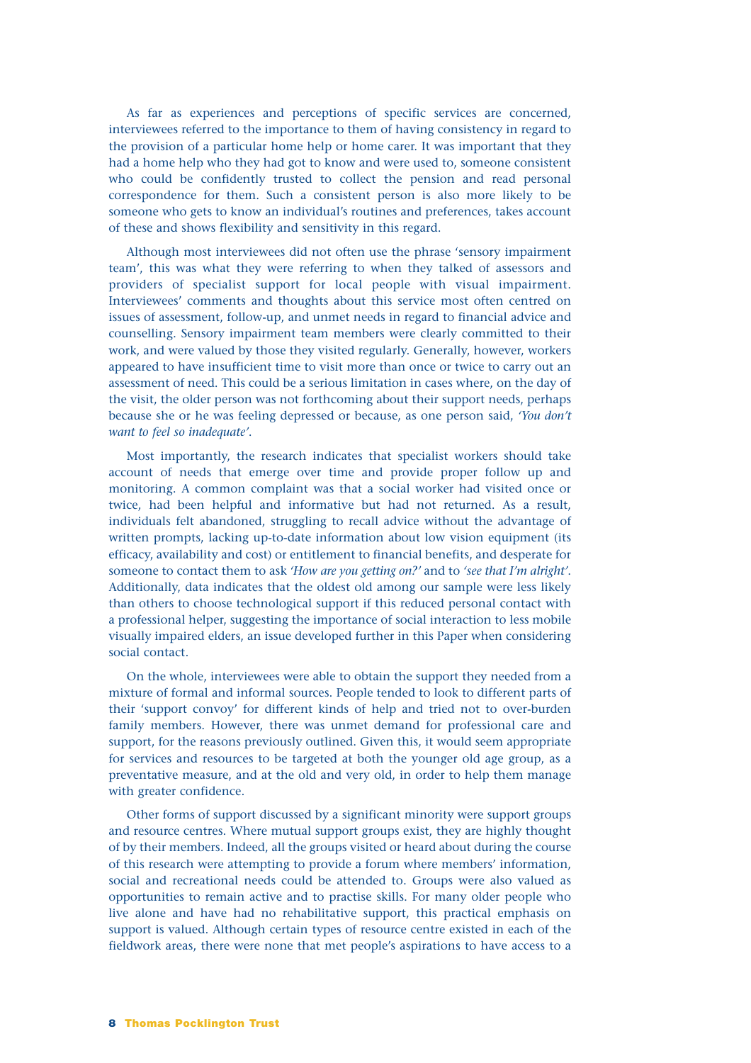As far as experiences and perceptions of specific services are concerned, interviewees referred to the importance to them of having consistency in regard to the provision of a particular home help or home carer. It was important that they had a home help who they had got to know and were used to, someone consistent who could be confidently trusted to collect the pension and read personal correspondence for them. Such a consistent person is also more likely to be someone who gets to know an individual's routines and preferences, takes account of these and shows flexibility and sensitivity in this regard.

Although most interviewees did not often use the phrase 'sensory impairment team', this was what they were referring to when they talked of assessors and providers of specialist support for local people with visual impairment. Interviewees' comments and thoughts about this service most often centred on issues of assessment, follow-up, and unmet needs in regard to financial advice and counselling. Sensory impairment team members were clearly committed to their work, and were valued by those they visited regularly. Generally, however, workers appeared to have insufficient time to visit more than once or twice to carry out an assessment of need. This could be a serious limitation in cases where, on the day of the visit, the older person was not forthcoming about their support needs, perhaps because she or he was feeling depressed or because, as one person said, *'You don't want to feel so inadequate'*.

Most importantly, the research indicates that specialist workers should take account of needs that emerge over time and provide proper follow up and monitoring. A common complaint was that a social worker had visited once or twice, had been helpful and informative but had not returned. As a result, individuals felt abandoned, struggling to recall advice without the advantage of written prompts, lacking up-to-date information about low vision equipment (its efficacy, availability and cost) or entitlement to financial benefits, and desperate for someone to contact them to ask *'How are you getting on?'* and to *'see that I'm alright'*. Additionally, data indicates that the oldest old among our sample were less likely than others to choose technological support if this reduced personal contact with a professional helper, suggesting the importance of social interaction to less mobile visually impaired elders, an issue developed further in this Paper when considering social contact.

On the whole, interviewees were able to obtain the support they needed from a mixture of formal and informal sources. People tended to look to different parts of their 'support convoy' for different kinds of help and tried not to over-burden family members. However, there was unmet demand for professional care and support, for the reasons previously outlined. Given this, it would seem appropriate for services and resources to be targeted at both the younger old age group, as a preventative measure, and at the old and very old, in order to help them manage with greater confidence.

Other forms of support discussed by a significant minority were support groups and resource centres. Where mutual support groups exist, they are highly thought of by their members. Indeed, all the groups visited or heard about during the course of this research were attempting to provide a forum where members' information, social and recreational needs could be attended to. Groups were also valued as opportunities to remain active and to practise skills. For many older people who live alone and have had no rehabilitative support, this practical emphasis on support is valued. Although certain types of resource centre existed in each of the fieldwork areas, there were none that met people's aspirations to have access to a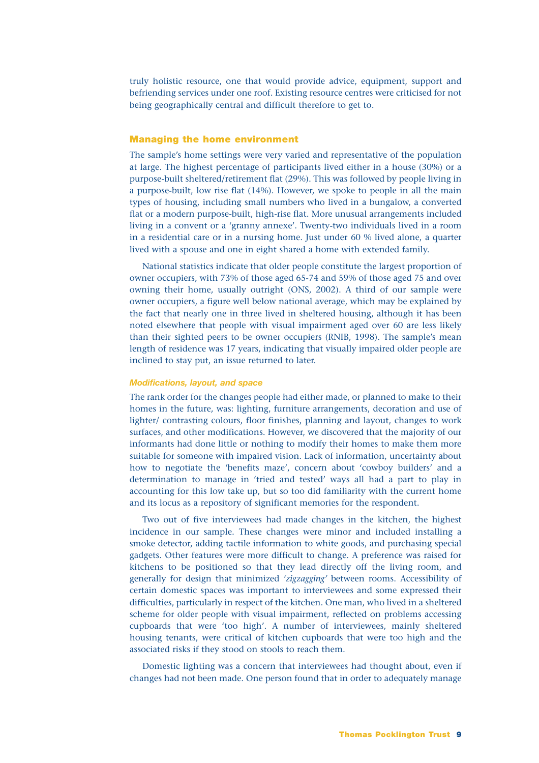truly holistic resource, one that would provide advice, equipment, support and befriending services under one roof. Existing resource centres were criticised for not being geographically central and difficult therefore to get to.

## Managing the home environment

The sample's home settings were very varied and representative of the population at large. The highest percentage of participants lived either in a house (30%) or a purpose-built sheltered/retirement flat (29%). This was followed by people living in a purpose-built, low rise flat (14%). However, we spoke to people in all the main types of housing, including small numbers who lived in a bungalow, a converted flat or a modern purpose-built, high-rise flat. More unusual arrangements included living in a convent or a 'granny annexe'. Twenty-two individuals lived in a room in a residential care or in a nursing home. Just under 60 % lived alone, a quarter lived with a spouse and one in eight shared a home with extended family.

National statistics indicate that older people constitute the largest proportion of owner occupiers, with 73% of those aged 65-74 and 59% of those aged 75 and over owning their home, usually outright (ONS, 2002). A third of our sample were owner occupiers, a figure well below national average, which may be explained by the fact that nearly one in three lived in sheltered housing, although it has been noted elsewhere that people with visual impairment aged over 60 are less likely than their sighted peers to be owner occupiers (RNIB, 1998). The sample's mean length of residence was 17 years, indicating that visually impaired older people are inclined to stay put, an issue returned to later.

### *Modifications, layout, and space*

The rank order for the changes people had either made, or planned to make to their homes in the future, was: lighting, furniture arrangements, decoration and use of lighter/ contrasting colours, floor finishes, planning and layout, changes to work surfaces, and other modifications. However, we discovered that the majority of our informants had done little or nothing to modify their homes to make them more suitable for someone with impaired vision. Lack of information, uncertainty about how to negotiate the 'benefits maze', concern about 'cowboy builders' and a determination to manage in 'tried and tested' ways all had a part to play in accounting for this low take up, but so too did familiarity with the current home and its locus as a repository of significant memories for the respondent.

Two out of five interviewees had made changes in the kitchen, the highest incidence in our sample. These changes were minor and included installing a smoke detector, adding tactile information to white goods, and purchasing special gadgets. Other features were more difficult to change. A preference was raised for kitchens to be positioned so that they lead directly off the living room, and generally for design that minimized *'zigzagging'* between rooms. Accessibility of certain domestic spaces was important to interviewees and some expressed their difficulties, particularly in respect of the kitchen. One man, who lived in a sheltered scheme for older people with visual impairment, reflected on problems accessing cupboards that were 'too high'. A number of interviewees, mainly sheltered housing tenants, were critical of kitchen cupboards that were too high and the associated risks if they stood on stools to reach them.

Domestic lighting was a concern that interviewees had thought about, even if changes had not been made. One person found that in order to adequately manage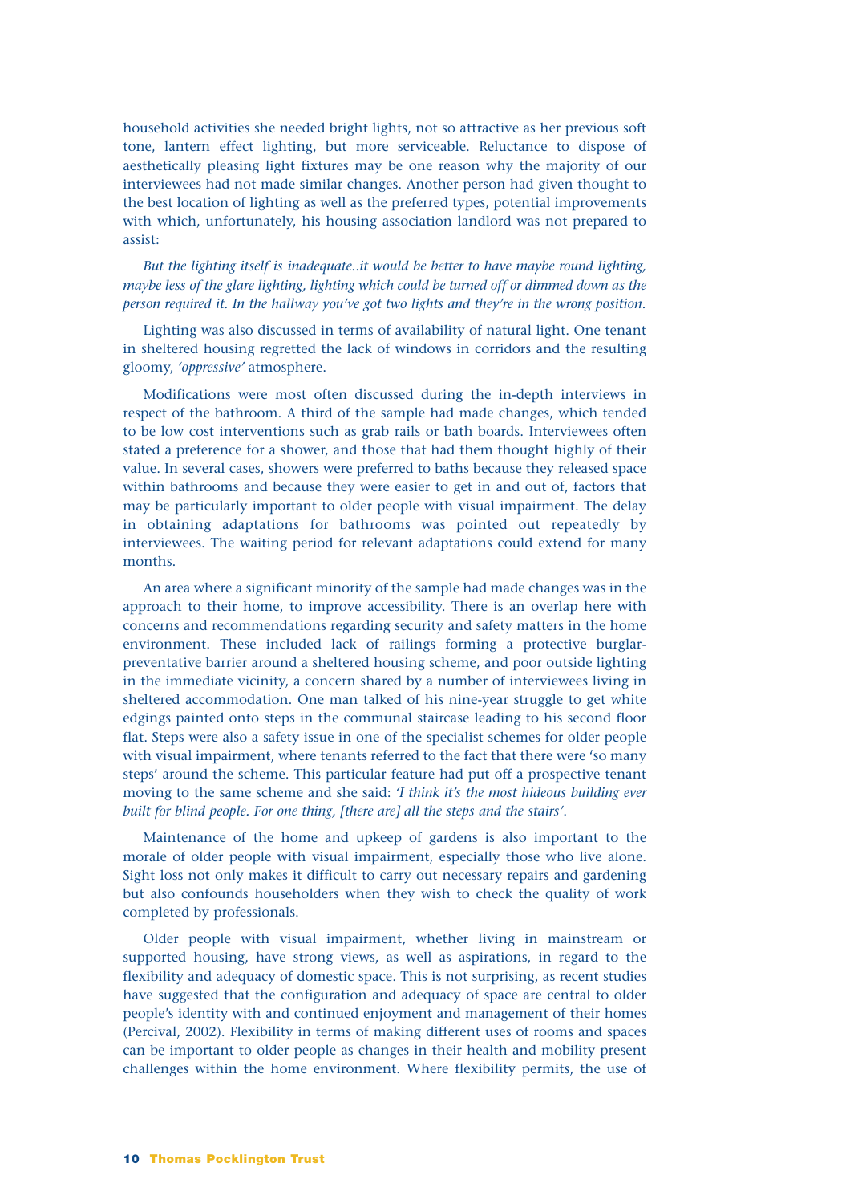household activities she needed bright lights, not so attractive as her previous soft tone, lantern effect lighting, but more serviceable. Reluctance to dispose of aesthetically pleasing light fixtures may be one reason why the majority of our interviewees had not made similar changes. Another person had given thought to the best location of lighting as well as the preferred types, potential improvements with which, unfortunately, his housing association landlord was not prepared to assist:

*But the lighting itself is inadequate..it would be better to have maybe round lighting, maybe less of the glare lighting, lighting which could be turned off or dimmed down as the person required it. In the hallway you've got two lights and they're in the wrong position.*

Lighting was also discussed in terms of availability of natural light. One tenant in sheltered housing regretted the lack of windows in corridors and the resulting gloomy, *'oppressive'* atmosphere.

Modifications were most often discussed during the in-depth interviews in respect of the bathroom. A third of the sample had made changes, which tended to be low cost interventions such as grab rails or bath boards. Interviewees often stated a preference for a shower, and those that had them thought highly of their value. In several cases, showers were preferred to baths because they released space within bathrooms and because they were easier to get in and out of, factors that may be particularly important to older people with visual impairment. The delay in obtaining adaptations for bathrooms was pointed out repeatedly by interviewees. The waiting period for relevant adaptations could extend for many months.

An area where a significant minority of the sample had made changes was in the approach to their home, to improve accessibility. There is an overlap here with concerns and recommendations regarding security and safety matters in the home environment. These included lack of railings forming a protective burglar-preventative barrier around a sheltered housing scheme, and poor outside lighting in the immediate vicinity, a concern shared by a number of interviewees living in sheltered accommodation. One man talked of his nine-year struggle to get white edgings painted onto steps in the communal staircase leading to his second floor flat. Steps were also a safety issue in one of the specialist schemes for older people with visual impairment, where tenants referred to the fact that there were 'so many steps' around the scheme. This particular feature had put off a prospective tenant moving to the same scheme and she said: *'I think it's the most hideous building ever built for blind people. For one thing, [there are] all the steps and the stairs'.*

Maintenance of the home and upkeep of gardens is also important to the morale of older people with visual impairment, especially those who live alone. Sight loss not only makes it difficult to carry out necessary repairs and gardening but also confounds householders when they wish to check the quality of work completed by professionals.

Older people with visual impairment, whether living in mainstream or supported housing, have strong views, as well as aspirations, in regard to the flexibility and adequacy of domestic space. This is not surprising, as recent studies have suggested that the configuration and adequacy of space are central to older people's identity with and continued enjoyment and management of their homes (Percival, 2002). Flexibility in terms of making different uses of rooms and spaces can be important to older people as changes in their health and mobility present challenges within the home environment. Where flexibility permits, the use of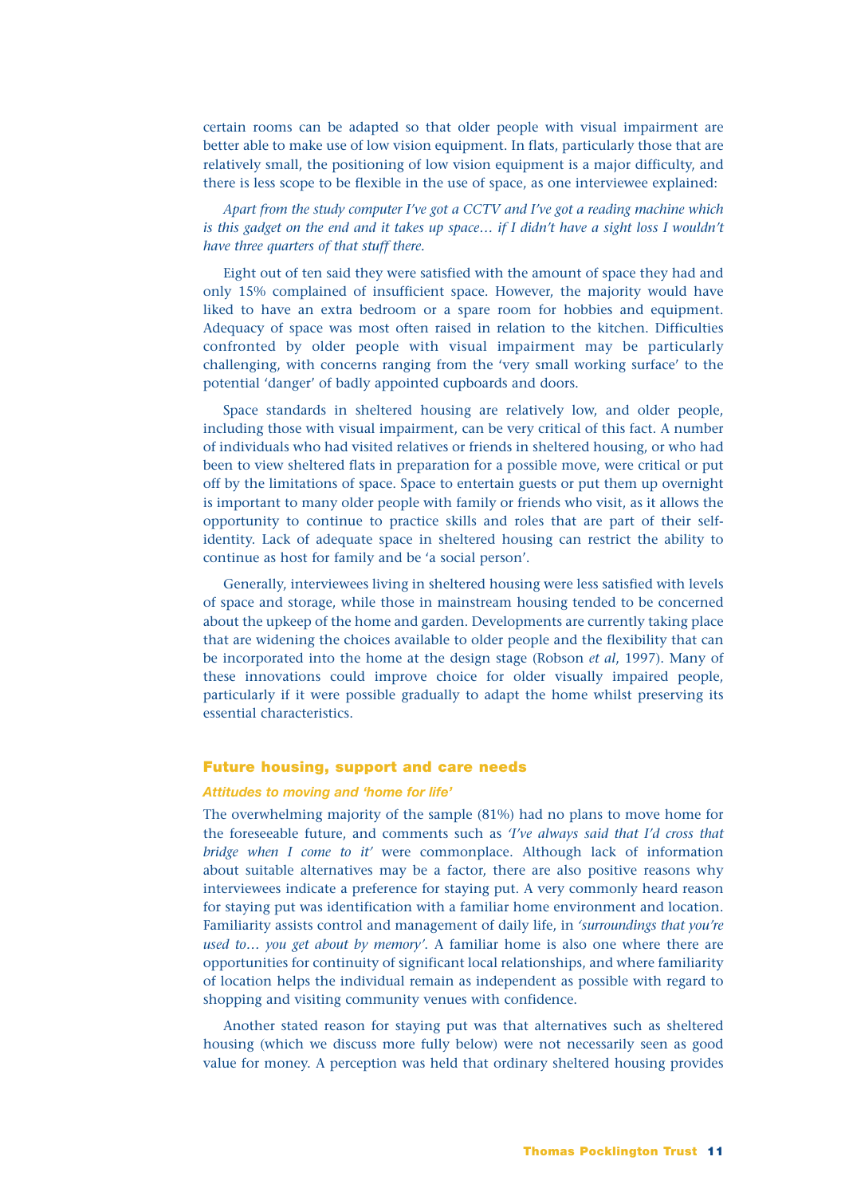certain rooms can be adapted so that older people with visual impairment are better able to make use of low vision equipment. In flats, particularly those that are relatively small, the positioning of low vision equipment is a major difficulty, and there is less scope to be flexible in the use of space, as one interviewee explained:

*Apart from the study computer I've got a CCTV and I've got a reading machine which is this gadget on the end and it takes up space… if I didn't have a sight loss I wouldn't have three quarters of that stuff there.*

Eight out of ten said they were satisfied with the amount of space they had and only 15% complained of insufficient space. However, the majority would have liked to have an extra bedroom or a spare room for hobbies and equipment. Adequacy of space was most often raised in relation to the kitchen. Difficulties confronted by older people with visual impairment may be particularly challenging, with concerns ranging from the 'very small working surface' to the potential 'danger' of badly appointed cupboards and doors.

Space standards in sheltered housing are relatively low, and older people, including those with visual impairment, can be very critical of this fact. A number of individuals who had visited relatives or friends in sheltered housing, or who had been to view sheltered flats in preparation for a possible move, were critical or put off by the limitations of space. Space to entertain guests or put them up overnight is important to many older people with family or friends who visit, as it allows the opportunity to continue to practice skills and roles that are part of their self-identity. Lack of adequate space in sheltered housing can restrict the ability to continue as host for family and be 'a social person'.

Generally, interviewees living in sheltered housing were less satisfied with levels of space and storage, while those in mainstream housing tended to be concerned about the upkeep of the home and garden. Developments are currently taking place that are widening the choices available to older people and the flexibility that can be incorporated into the home at the design stage (Robson *et al*, 1997). Many of these innovations could improve choice for older visually impaired people, particularly if it were possible gradually to adapt the home whilst preserving its essential characteristics.

## Future housing, support and care needs

### *Attitudes to moving and 'home for life'*

The overwhelming majority of the sample (81%) had no plans to move home for the foreseeable future, and comments such as *'I've always said that I'd cross that bridge when I come to it'* were commonplace. Although lack of information about suitable alternatives may be a factor, there are also positive reasons why interviewees indicate a preference for staying put. A very commonly heard reason for staying put was identification with a familiar home environment and location. Familiarity assists control and management of daily life, in *'surroundings that you're used to… you get about by memory'*. A familiar home is also one where there are opportunities for continuity of significant local relationships, and where familiarity of location helps the individual remain as independent as possible with regard to shopping and visiting community venues with confidence.

Another stated reason for staying put was that alternatives such as sheltered housing (which we discuss more fully below) were not necessarily seen as good value for money. A perception was held that ordinary sheltered housing provides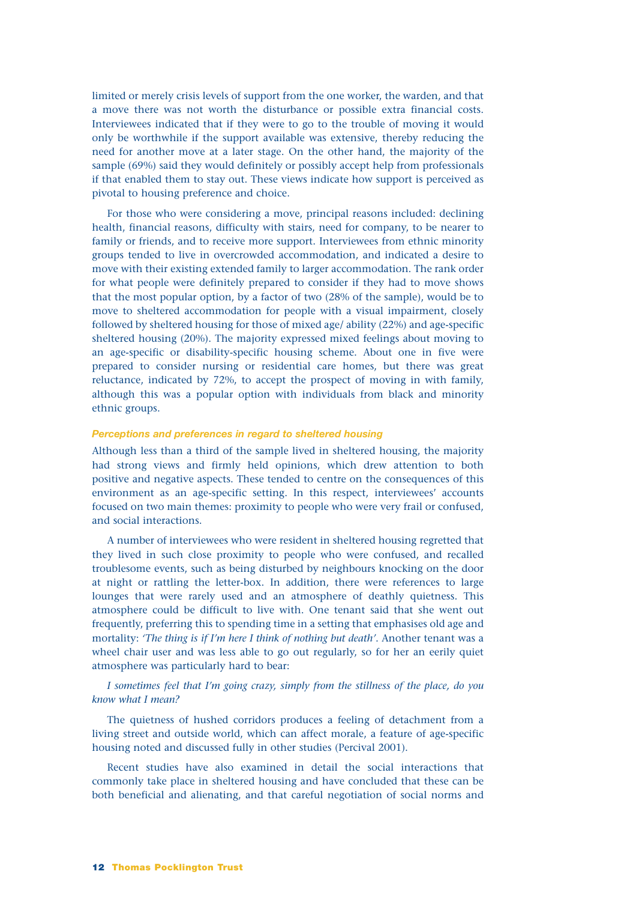limited or merely crisis levels of support from the one worker, the warden, and that a move there was not worth the disturbance or possible extra financial costs. Interviewees indicated that if they were to go to the trouble of moving it would only be worthwhile if the support available was extensive, thereby reducing the need for another move at a later stage. On the other hand, the majority of the sample (69%) said they would definitely or possibly accept help from professionals if that enabled them to stay out. These views indicate how support is perceived as pivotal to housing preference and choice.

For those who were considering a move, principal reasons included: declining health, financial reasons, difficulty with stairs, need for company, to be nearer to family or friends, and to receive more support. Interviewees from ethnic minority groups tended to live in overcrowded accommodation, and indicated a desire to move with their existing extended family to larger accommodation. The rank order for what people were definitely prepared to consider if they had to move shows that the most popular option, by a factor of two (28% of the sample), would be to move to sheltered accommodation for people with a visual impairment, closely followed by sheltered housing for those of mixed age/ ability (22%) and age-specific sheltered housing (20%). The majority expressed mixed feelings about moving to an age-specific or disability-specific housing scheme. About one in five were prepared to consider nursing or residential care homes, but there was great reluctance, indicated by 72%, to accept the prospect of moving in with family, although this was a popular option with individuals from black and minority ethnic groups.

### *Perceptions and preferences in regard to sheltered housing*

Although less than a third of the sample lived in sheltered housing, the majority had strong views and firmly held opinions, which drew attention to both positive and negative aspects. These tended to centre on the consequences of this environment as an age-specific setting. In this respect, interviewees' accounts focused on two main themes: proximity to people who were very frail or confused, and social interactions.

A number of interviewees who were resident in sheltered housing regretted that they lived in such close proximity to people who were confused, and recalled troublesome events, such as being disturbed by neighbours knocking on the door at night or rattling the letter-box. In addition, there were references to large lounges that were rarely used and an atmosphere of deathly quietness. This atmosphere could be difficult to live with. One tenant said that she went out frequently, preferring this to spending time in a setting that emphasises old age and mortality: *'The thing is if I'm here I think of nothing but death'*. Another tenant was a wheel chair user and was less able to go out regularly, so for her an eerily quiet atmosphere was particularly hard to bear:

*I sometimes feel that I'm going crazy, simply from the stillness of the place, do you know what I mean?*

The quietness of hushed corridors produces a feeling of detachment from a living street and outside world, which can affect morale, a feature of age-specific housing noted and discussed fully in other studies (Percival 2001).

Recent studies have also examined in detail the social interactions that commonly take place in sheltered housing and have concluded that these can be both beneficial and alienating, and that careful negotiation of social norms and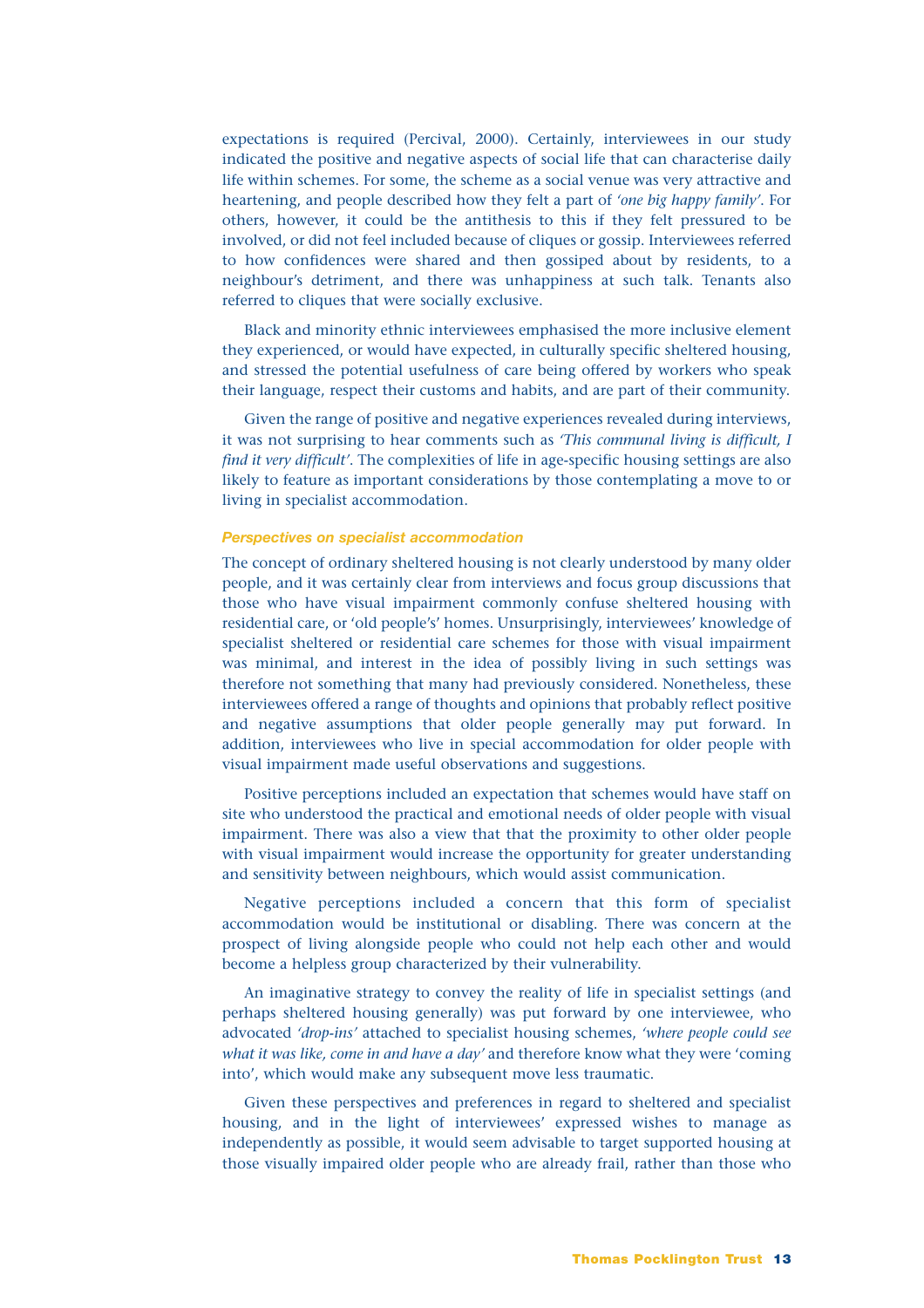expectations is required (Percival, 2000). Certainly, interviewees in our study indicated the positive and negative aspects of social life that can characterise daily life within schemes. For some, the scheme as a social venue was very attractive and heartening, and people described how they felt a part of *'one big happy family'*. For others, however, it could be the antithesis to this if they felt pressured to be involved, or did not feel included because of cliques or gossip. Interviewees referred to how confidences were shared and then gossiped about by residents, to a neighbour's detriment, and there was unhappiness at such talk. Tenants also referred to cliques that were socially exclusive.

Black and minority ethnic interviewees emphasised the more inclusive element they experienced, or would have expected, in culturally specific sheltered housing, and stressed the potential usefulness of care being offered by workers who speak their language, respect their customs and habits, and are part of their community.

Given the range of positive and negative experiences revealed during interviews, it was not surprising to hear comments such as *'This communal living is difficult, I find it very difficult'*. The complexities of life in age-specific housing settings are also likely to feature as important considerations by those contemplating a move to or living in specialist accommodation.

### *Perspectives on specialist accommodation*

The concept of ordinary sheltered housing is not clearly understood by many older people, and it was certainly clear from interviews and focus group discussions that those who have visual impairment commonly confuse sheltered housing with residential care, or 'old people's' homes. Unsurprisingly, interviewees' knowledge of specialist sheltered or residential care schemes for those with visual impairment was minimal, and interest in the idea of possibly living in such settings was therefore not something that many had previously considered. Nonetheless, these interviewees offered a range of thoughts and opinions that probably reflect positive and negative assumptions that older people generally may put forward. In addition, interviewees who live in special accommodation for older people with visual impairment made useful observations and suggestions.

Positive perceptions included an expectation that schemes would have staff on site who understood the practical and emotional needs of older people with visual impairment. There was also a view that that the proximity to other older people with visual impairment would increase the opportunity for greater understanding and sensitivity between neighbours, which would assist communication.

Negative perceptions included a concern that this form of specialist accommodation would be institutional or disabling. There was concern at the prospect of living alongside people who could not help each other and would become a helpless group characterized by their vulnerability.

An imaginative strategy to convey the reality of life in specialist settings (and perhaps sheltered housing generally) was put forward by one interviewee, who advocated *'drop-ins'* attached to specialist housing schemes, *'where people could see what it was like, come in and have a day'* and therefore know what they were 'coming into', which would make any subsequent move less traumatic.

Given these perspectives and preferences in regard to sheltered and specialist housing, and in the light of interviewees' expressed wishes to manage as independently as possible, it would seem advisable to target supported housing at those visually impaired older people who are already frail, rather than those who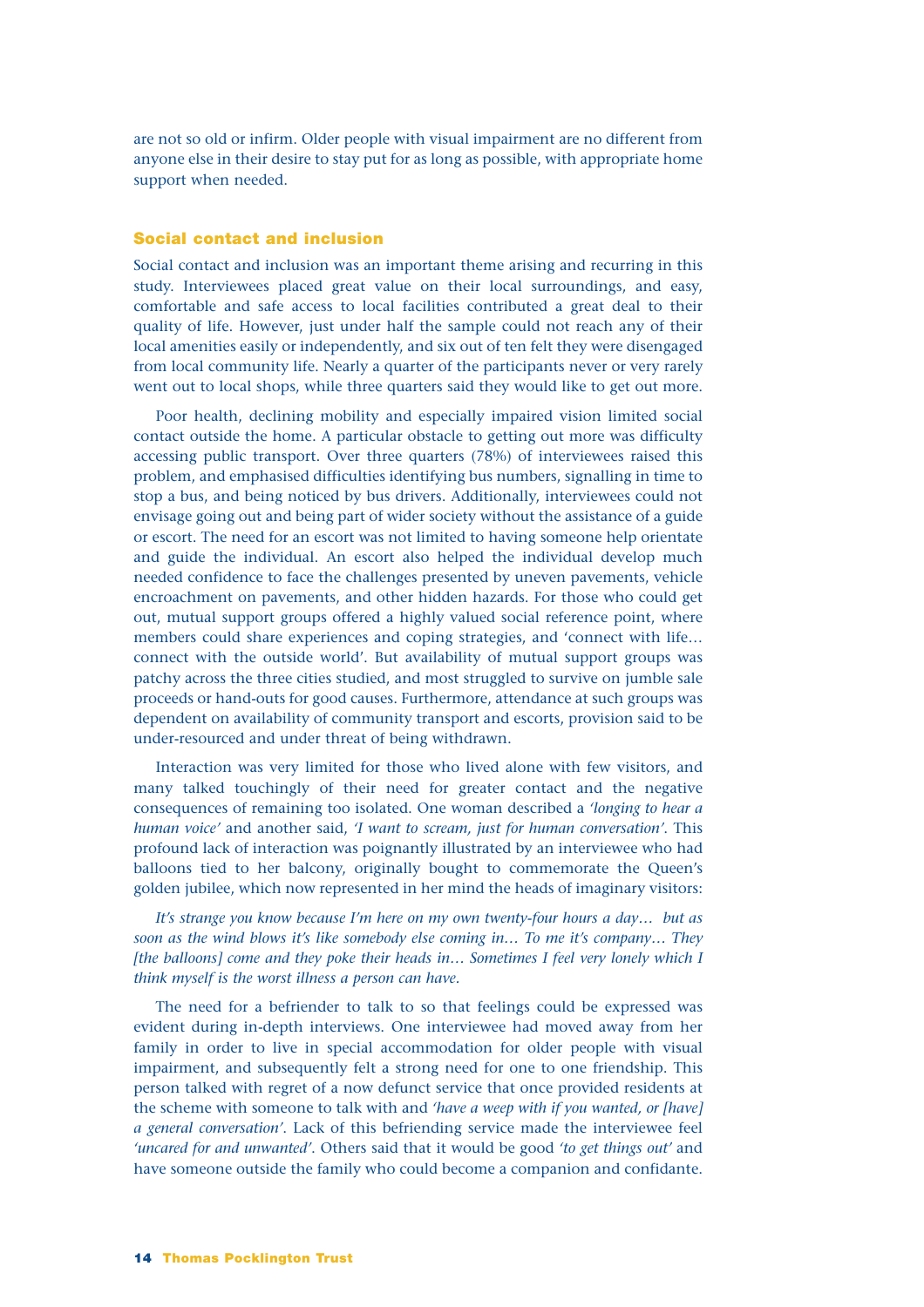are not so old or infirm. Older people with visual impairment are no different from anyone else in their desire to stay put for as long as possible, with appropriate home support when needed.

### Social contact and inclusion

Social contact and inclusion was an important theme arising and recurring in this study. Interviewees placed great value on their local surroundings, and easy, comfortable and safe access to local facilities contributed a great deal to their quality of life. However, just under half the sample could not reach any of their local amenities easily or independently, and six out of ten felt they were disengaged from local community life. Nearly a quarter of the participants never or very rarely went out to local shops, while three quarters said they would like to get out more.

Poor health, declining mobility and especially impaired vision limited social contact outside the home. A particular obstacle to getting out more was difficulty accessing public transport. Over three quarters (78%) of interviewees raised this problem, and emphasised difficulties identifying bus numbers, signalling in time to stop a bus, and being noticed by bus drivers. Additionally, interviewees could not envisage going out and being part of wider society without the assistance of a guide or escort. The need for an escort was not limited to having someone help orientate and guide the individual. An escort also helped the individual develop much needed confidence to face the challenges presented by uneven pavements, vehicle encroachment on pavements, and other hidden hazards. For those who could get out, mutual support groups offered a highly valued social reference point, where members could share experiences and coping strategies, and 'connect with life… connect with the outside world'. But availability of mutual support groups was patchy across the three cities studied, and most struggled to survive on jumble sale proceeds or hand-outs for good causes. Furthermore, attendance at such groups was dependent on availability of community transport and escorts, provision said to be under-resourced and under threat of being withdrawn.

Interaction was very limited for those who lived alone with few visitors, and many talked touchingly of their need for greater contact and the negative consequences of remaining too isolated. One woman described a *'longing to hear a human voice'* and another said, *'I want to scream, just for human conversation'*. This profound lack of interaction was poignantly illustrated by an interviewee who had balloons tied to her balcony, originally bought to commemorate the Queen's golden jubilee, which now represented in her mind the heads of imaginary visitors:

*It's strange you know because I'm here on my own twenty-four hours a day… but as soon as the wind blows it's like somebody else coming in… To me it's company… They [the balloons] come and they poke their heads in… Sometimes I feel very lonely which I think myself is the worst illness a person can have.*

The need for a befriender to talk to so that feelings could be expressed was evident during in-depth interviews. One interviewee had moved away from her family in order to live in special accommodation for older people with visual impairment, and subsequently felt a strong need for one to one friendship. This person talked with regret of a now defunct service that once provided residents at the scheme with someone to talk with and *'have a weep with if you wanted, or [have] a general conversation'*. Lack of this befriending service made the interviewee feel *'uncared for and unwanted'*. Others said that it would be good *'to get things out'* and have someone outside the family who could become a companion and confidante.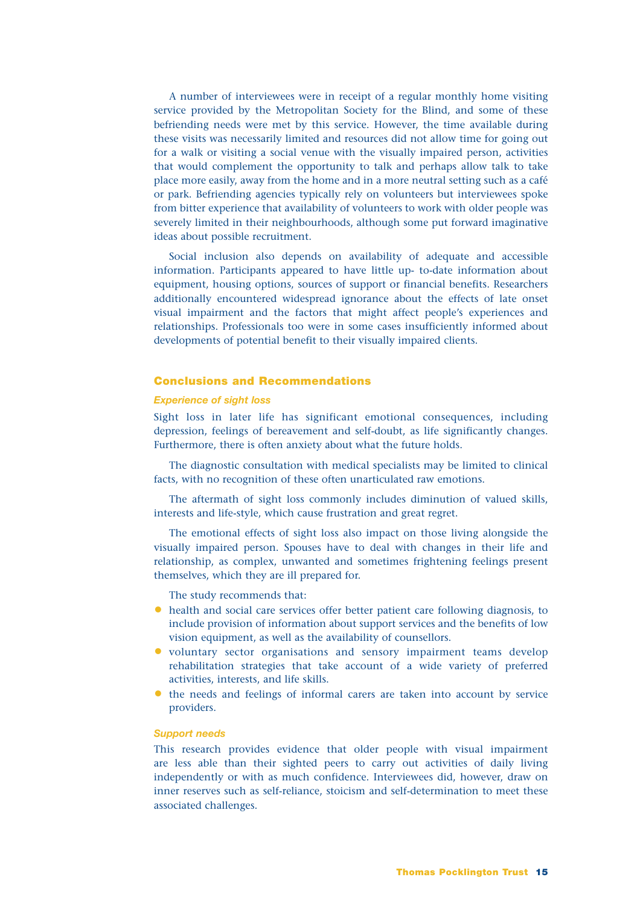A number of interviewees were in receipt of a regular monthly home visiting service provided by the Metropolitan Society for the Blind, and some of these befriending needs were met by this service. However, the time available during these visits was necessarily limited and resources did not allow time for going out for a walk or visiting a social venue with the visually impaired person, activities that would complement the opportunity to talk and perhaps allow talk to take place more easily, away from the home and in a more neutral setting such as a café or park. Befriending agencies typically rely on volunteers but interviewees spoke from bitter experience that availability of volunteers to work with older people was severely limited in their neighbourhoods, although some put forward imaginative ideas about possible recruitment.

Social inclusion also depends on availability of adequate and accessible information. Participants appeared to have little up- to-date information about equipment, housing options, sources of support or financial benefits. Researchers additionally encountered widespread ignorance about the effects of late onset visual impairment and the factors that might affect people's experiences and relationships. Professionals too were in some cases insufficiently informed about developments of potential benefit to their visually impaired clients.

## Conclusions and Recommendations

### *Experience of sight loss*

Sight loss in later life has significant emotional consequences, including depression, feelings of bereavement and self-doubt, as life significantly changes. Furthermore, there is often anxiety about what the future holds.

The diagnostic consultation with medical specialists may be limited to clinical facts, with no recognition of these often unarticulated raw emotions.

The aftermath of sight loss commonly includes diminution of valued skills, interests and life-style, which cause frustration and great regret.

The emotional effects of sight loss also impact on those living alongside the visually impaired person. Spouses have to deal with changes in their life and relationship, as complex, unwanted and sometimes frightening feelings present themselves, which they are ill prepared for.

The study recommends that:

- health and social care services offer better patient care following diagnosis, to include provision of information about support services and the benefits of low vision equipment, as well as the availability of counsellors.
- voluntary sector organisations and sensory impairment teams develop rehabilitation strategies that take account of a wide variety of preferred activities, interests, and life skills.
- the needs and feelings of informal carers are taken into account by service providers.

### *Support needs*

This research provides evidence that older people with visual impairment are less able than their sighted peers to carry out activities of daily living independently or with as much confidence. Interviewees did, however, draw on inner reserves such as self-reliance, stoicism and self-determination to meet these associated challenges.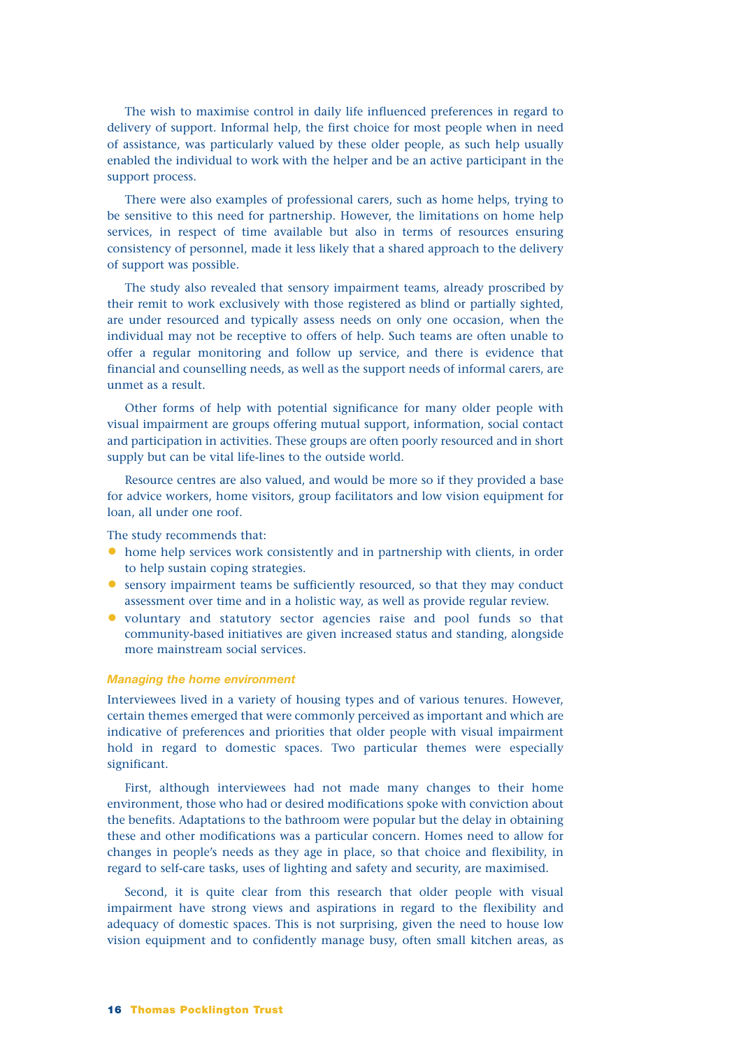The wish to maximise control in daily life influenced preferences in regard to delivery of support. Informal help, the first choice for most people when in need of assistance, was particularly valued by these older people, as such help usually enabled the individual to work with the helper and be an active participant in the support process.

There were also examples of professional carers, such as home helps, trying to be sensitive to this need for partnership. However, the limitations on home help services, in respect of time available but also in terms of resources ensuring consistency of personnel, made it less likely that a shared approach to the delivery of support was possible.

The study also revealed that sensory impairment teams, already proscribed by their remit to work exclusively with those registered as blind or partially sighted, are under resourced and typically assess needs on only one occasion, when the individual may not be receptive to offers of help. Such teams are often unable to offer a regular monitoring and follow up service, and there is evidence that financial and counselling needs, as well as the support needs of informal carers, are unmet as a result.

Other forms of help with potential significance for many older people with visual impairment are groups offering mutual support, information, social contact and participation in activities. These groups are often poorly resourced and in short supply but can be vital life-lines to the outside world.

Resource centres are also valued, and would be more so if they provided a base for advice workers, home visitors, group facilitators and low vision equipment for loan, all under one roof.

The study recommends that:

- home help services work consistently and in partnership with clients, in order to help sustain coping strategies.
- sensory impairment teams be sufficiently resourced, so that they may conduct assessment over time and in a holistic way, as well as provide regular review.
- voluntary and statutory sector agencies raise and pool funds so that community-based initiatives are given increased status and standing, alongside more mainstream social services.

#### *Managing the home environment*

Interviewees lived in a variety of housing types and of various tenures. However, certain themes emerged that were commonly perceived as important and which are indicative of preferences and priorities that older people with visual impairment hold in regard to domestic spaces. Two particular themes were especially significant.

First, although interviewees had not made many changes to their home environment, those who had or desired modifications spoke with conviction about the benefits. Adaptations to the bathroom were popular but the delay in obtaining these and other modifications was a particular concern. Homes need to allow for changes in people's needs as they age in place, so that choice and flexibility, in regard to self-care tasks, uses of lighting and safety and security, are maximised.

Second, it is quite clear from this research that older people with visual impairment have strong views and aspirations in regard to the flexibility and adequacy of domestic spaces. This is not surprising, given the need to house low vision equipment and to confidently manage busy, often small kitchen areas, as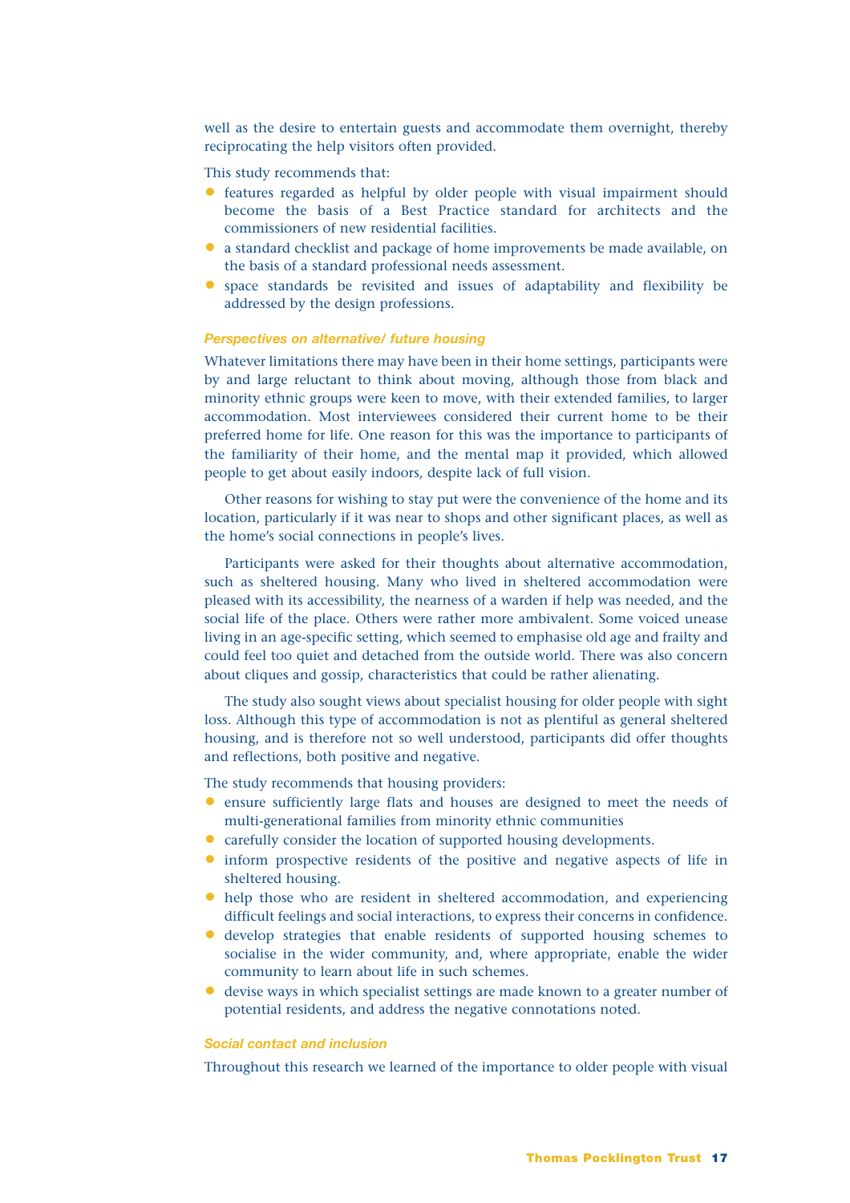well as the desire to entertain guests and accommodate them overnight, thereby reciprocating the help visitors often provided.

This study recommends that:

- features regarded as helpful by older people with visual impairment should become the basis of a Best Practice standard for architects and the commissioners of new residential facilities.
- a standard checklist and package of home improvements be made available, on the basis of a standard professional needs assessment.
- space standards be revisited and issues of adaptability and flexibility be addressed by the design professions.

### *Perspectives on alternative/ future housing*

Whatever limitations there may have been in their home settings, participants were by and large reluctant to think about moving, although those from black and minority ethnic groups were keen to move, with their extended families, to larger accommodation. Most interviewees considered their current home to be their preferred home for life. One reason for this was the importance to participants of the familiarity of their home, and the mental map it provided, which allowed people to get about easily indoors, despite lack of full vision.

Other reasons for wishing to stay put were the convenience of the home and its location, particularly if it was near to shops and other significant places, as well as the home's social connections in people's lives.

Participants were asked for their thoughts about alternative accommodation, such as sheltered housing. Many who lived in sheltered accommodation were pleased with its accessibility, the nearness of a warden if help was needed, and the social life of the place. Others were rather more ambivalent. Some voiced unease living in an age-specific setting, which seemed to emphasise old age and frailty and could feel too quiet and detached from the outside world. There was also concern about cliques and gossip, characteristics that could be rather alienating.

The study also sought views about specialist housing for older people with sight loss. Although this type of accommodation is not as plentiful as general sheltered housing, and is therefore not so well understood, participants did offer thoughts and reflections, both positive and negative.

The study recommends that housing providers:

- ensure sufficiently large flats and houses are designed to meet the needs of multi-generational families from minority ethnic communities
- carefully consider the location of supported housing developments.
- inform prospective residents of the positive and negative aspects of life in sheltered housing.
- help those who are resident in sheltered accommodation, and experiencing difficult feelings and social interactions, to express their concerns in confidence.
- develop strategies that enable residents of supported housing schemes to socialise in the wider community, and, where appropriate, enable the wider community to learn about life in such schemes.
- devise ways in which specialist settings are made known to a greater number of potential residents, and address the negative connotations noted.

### *Social contact and inclusion*

Throughout this research we learned of the importance to older people with visual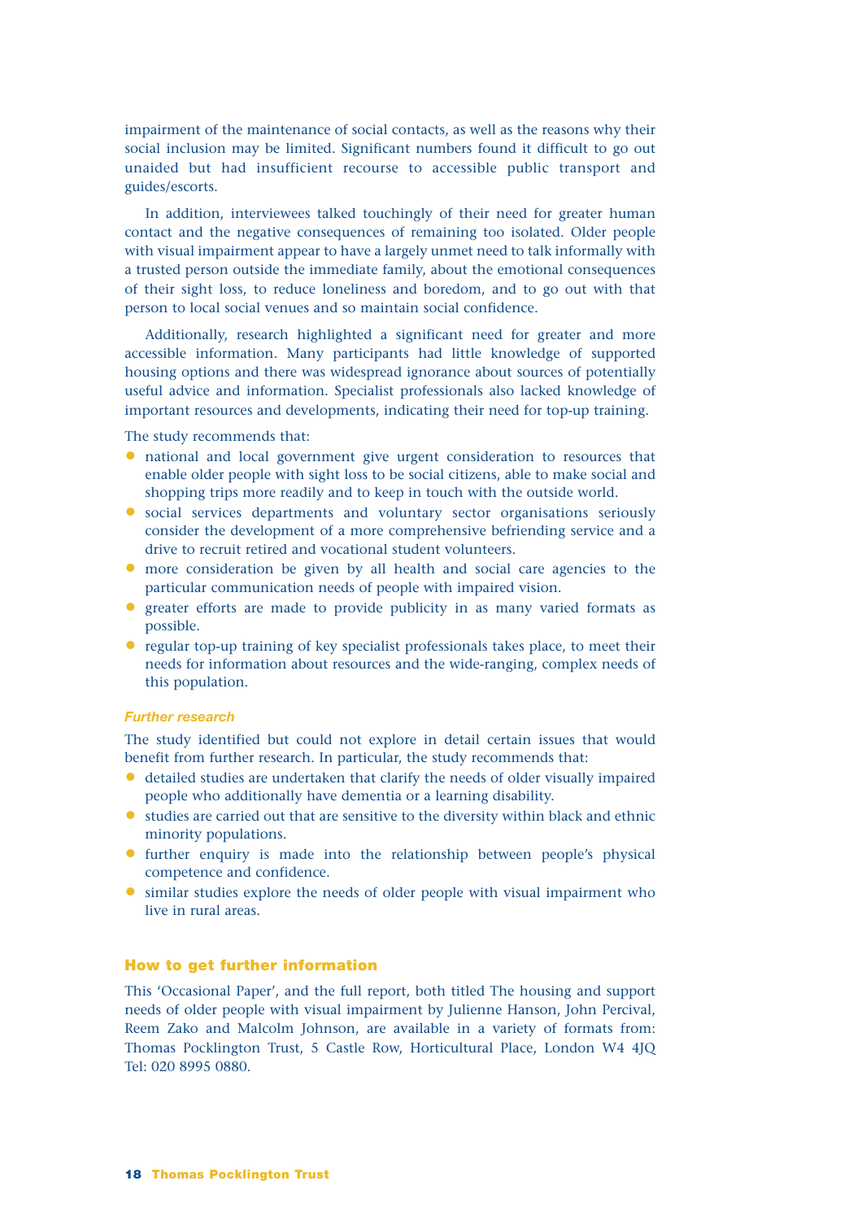impairment of the maintenance of social contacts, as well as the reasons why their social inclusion may be limited. Significant numbers found it difficult to go out unaided but had insufficient recourse to accessible public transport and guides/escorts.

In addition, interviewees talked touchingly of their need for greater human contact and the negative consequences of remaining too isolated. Older people with visual impairment appear to have a largely unmet need to talk informally with a trusted person outside the immediate family, about the emotional consequences of their sight loss, to reduce loneliness and boredom, and to go out with that person to local social venues and so maintain social confidence.

Additionally, research highlighted a significant need for greater and more accessible information. Many participants had little knowledge of supported housing options and there was widespread ignorance about sources of potentially useful advice and information. Specialist professionals also lacked knowledge of important resources and developments, indicating their need for top-up training.

The study recommends that:

- national and local government give urgent consideration to resources that enable older people with sight loss to be social citizens, able to make social and shopping trips more readily and to keep in touch with the outside world.
- social services departments and voluntary sector organisations seriously consider the development of a more comprehensive befriending service and a drive to recruit retired and vocational student volunteers.
- more consideration be given by all health and social care agencies to the particular communication needs of people with impaired vision.
- greater efforts are made to provide publicity in as many varied formats as possible.
- regular top-up training of key specialist professionals takes place, to meet their needs for information about resources and the wide-ranging, complex needs of this population.

#### *Further research*

The study identified but could not explore in detail certain issues that would benefit from further research. In particular, the study recommends that:

- detailed studies are undertaken that clarify the needs of older visually impaired people who additionally have dementia or a learning disability.
- studies are carried out that are sensitive to the diversity within black and ethnic minority populations.
- further enquiry is made into the relationship between people's physical competence and confidence.
- similar studies explore the needs of older people with visual impairment who live in rural areas.

### How to get further information

This 'Occasional Paper', and the full report, both titled The housing and support needs of older people with visual impairment by Julienne Hanson, John Percival, Reem Zako and Malcolm Johnson, are available in a variety of formats from: Thomas Pocklington Trust, 5 Castle Row, Horticultural Place, London W4 4JQ Tel: 020 8995 0880.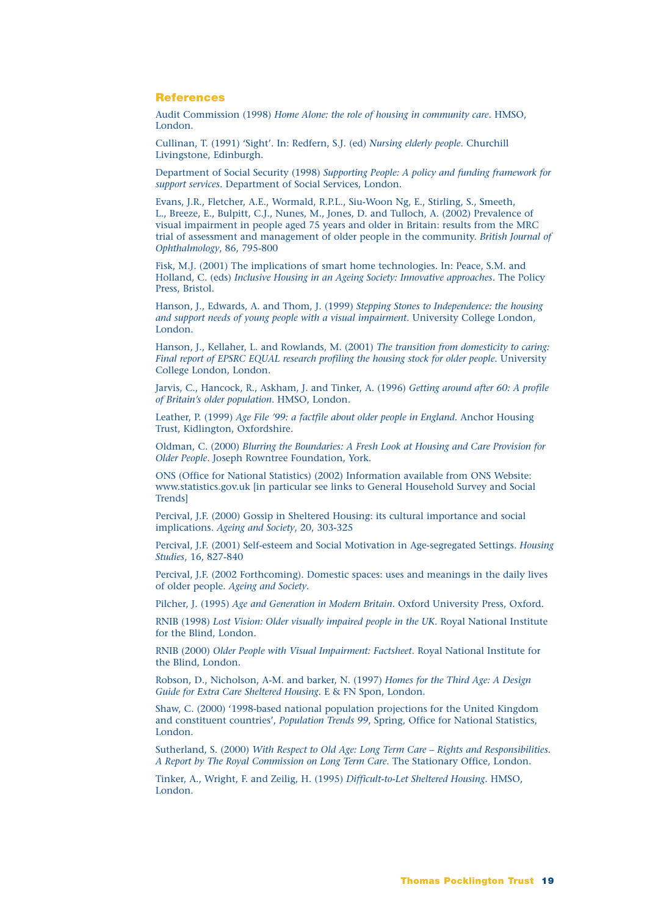## References

Audit Commission (1998) *Home Alone: the role of housing in community care*. HMSO, London.

Cullinan, T. (1991) 'Sight'. In: Redfern, S.J. (ed) *Nursing elderly people*. Churchill Livingstone, Edinburgh.

Department of Social Security (1998) *Supporting People: A policy and funding framework for support services*. Department of Social Services, London.

Evans, J.R., Fletcher, A.E., Wormald, R.P.L., Siu-Woon Ng, E., Stirling, S., Smeeth, L., Breeze, E., Bulpitt, C.J., Nunes, M., Jones, D. and Tulloch, A. (2002) Prevalence of visual impairment in people aged 75 years and older in Britain: results from the MRC trial of assessment and management of older people in the community. *British Journal of Ophthalmology*, 86, 795-800

Fisk, M.J. (2001) The implications of smart home technologies. In: Peace, S.M. and Holland, C. (eds) *Inclusive Housing in an Ageing Society: Innovative approaches*. The Policy Press, Bristol.

Hanson, J., Edwards, A. and Thom, J. (1999) *Stepping Stones to Independence: the housing and support needs of young people with a visual impairment*. University College London, London.

Hanson, J., Kellaher, L. and Rowlands, M. (2001) *The transition from domesticity to caring: Final report of EPSRC EQUAL research profiling the housing stock for older people*. University College London, London.

Jarvis, C., Hancock, R., Askham, J. and Tinker, A. (1996) *Getting around after 60: A profile of Britain's older population*. HMSO, London.

Leather, P. (1999) *Age File '99: a factfile about older people in England*. Anchor Housing Trust, Kidlington, Oxfordshire.

Oldman, C. (2000) *Blurring the Boundaries: A Fresh Look at Housing and Care Provision for Older People*. Joseph Rowntree Foundation, York.

ONS (Office for National Statistics) (2002) Information available from ONS Website: www.statistics.gov.uk [in particular see links to General Household Survey and Social Trends]

Percival, J.F. (2000) Gossip in Sheltered Housing: its cultural importance and social implications. *Ageing and Society*, 20, 303-325

Percival, J.F. (2001) Self-esteem and Social Motivation in Age-segregated Settings. *Housing Studies*, 16, 827-840

Percival, J.F. (2002 Forthcoming). Domestic spaces: uses and meanings in the daily lives of older people. *Ageing and Society*.

Pilcher, J. (1995) *Age and Generation in Modern Britain*. Oxford University Press, Oxford.

RNIB (1998) *Lost Vision: Older visually impaired people in the UK*. Royal National Institute for the Blind, London.

RNIB (2000) *Older People with Visual Impairment: Factsheet*. Royal National Institute for the Blind, London.

Robson, D., Nicholson, A-M. and barker, N. (1997) *Homes for the Third Age: A Design Guide for Extra Care Sheltered Housing*. E & FN Spon, London.

Shaw, C. (2000) '1998-based national population projections for the United Kingdom and constituent countries', *Population Trends 99*, Spring, Office for National Statistics, London.

Sutherland, S. (2000) *With Respect to Old Age: Long Term Care – Rights and Responsibilities. A Report by The Royal Commission on Long Term Care*. The Stationary Office, London.

Tinker, A., Wright, F. and Zeilig, H. (1995) *Difficult-to-Let Sheltered Housing*. HMSO, London.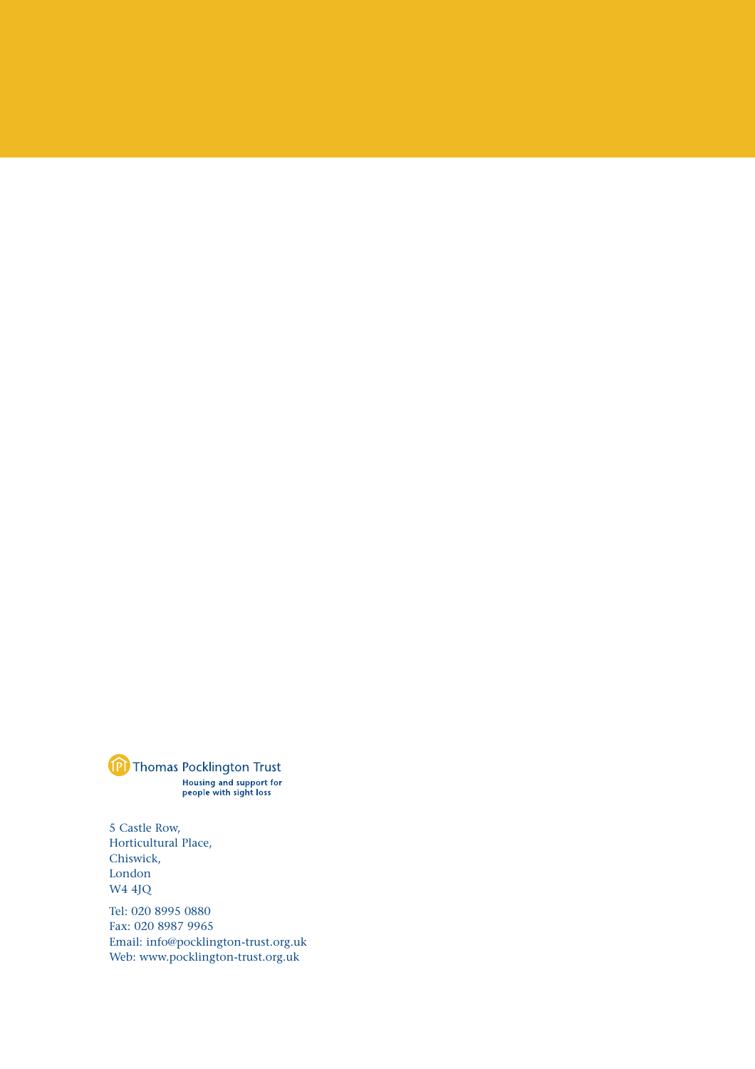Thomas Pocklington Trust

Housing and support for people with sight loss

5 Castle Row,
Horticultural Place,
Chiswick,
London
W4 4JQ

Tel: 020 8995 0880
Fax: 020 8987 9965
Email: info@pocklington-trust.org.uk
Web: www.pocklington-trust.org.uk